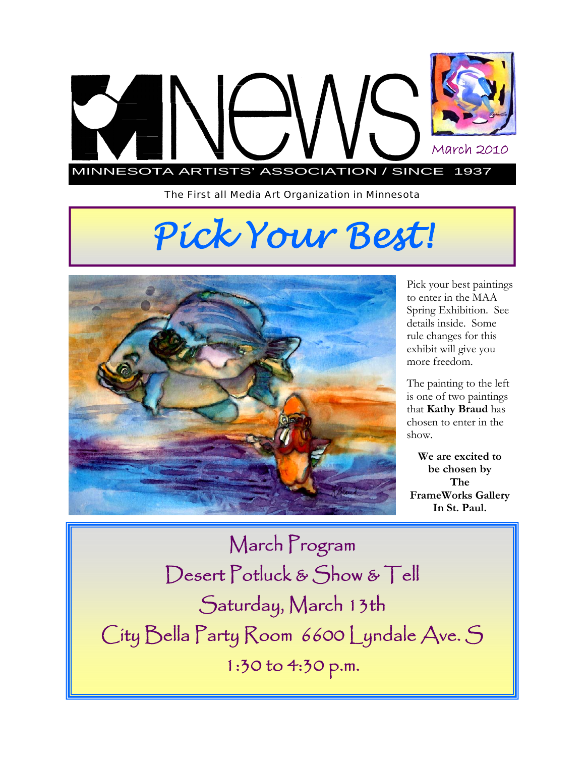# MNEWS

March 2010

MINNESOTA ARTISTS' ASSOCIATION / SINCE 1937

The First all Media Art Organization in Minnesota

# *Pick Your Best!*

Pick your best paintings to enter in the MAA Spring Exhibition. See details inside. Some rule changes for this exhibit will give you more freedom.

The painting to the left is one of two paintings that **Kathy Braud** has chosen to enter in the show.

**We are excited to be chosen by The FrameWorks Gallery In St. Paul.**

## March Program

## Desert Potluck & Show & Tell

## Saturday, March 13th

## City Bella Party Room 6600 Lyndale Ave. S

## 1:30 to 4:30 p.m.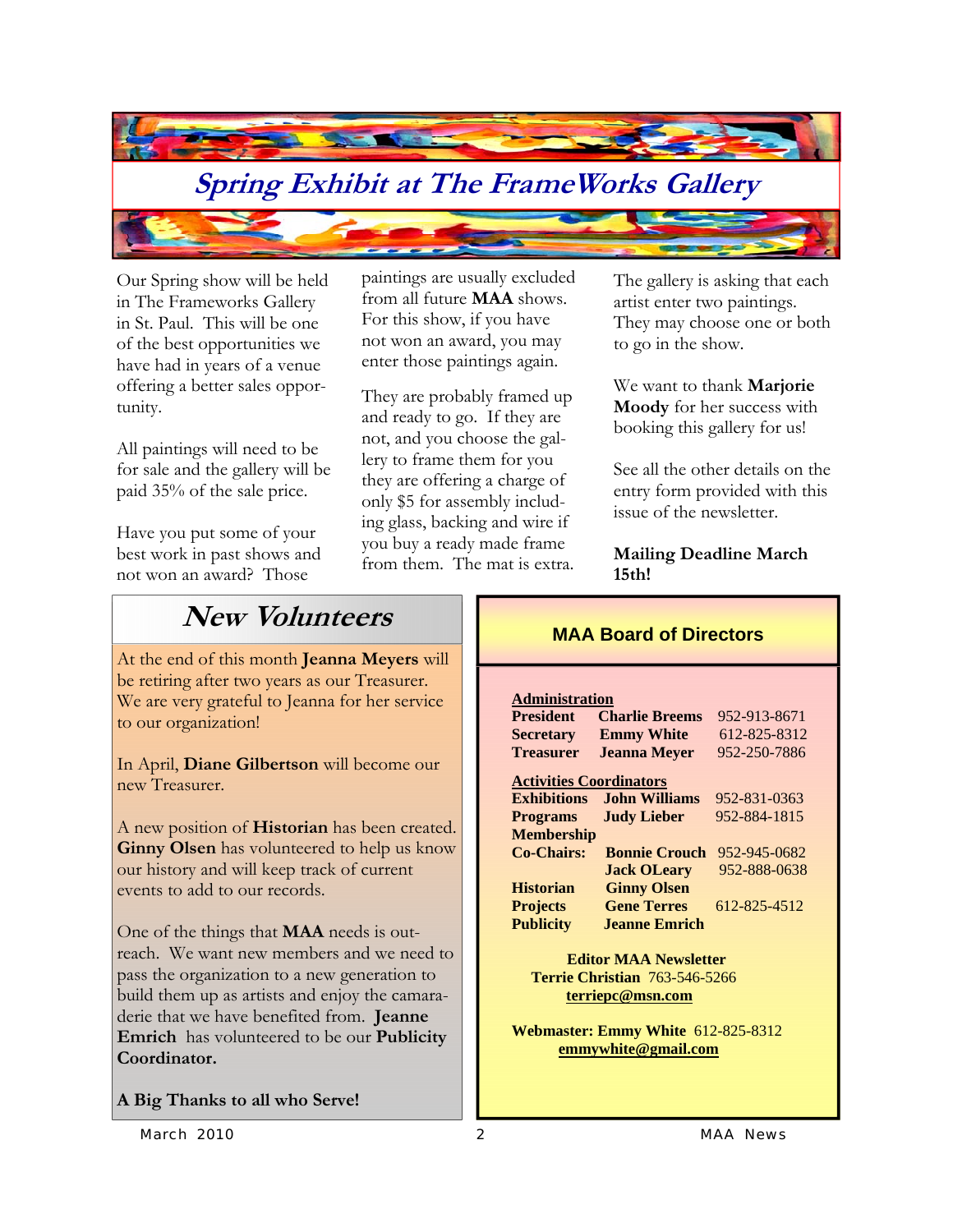# *Spring Exhibit at The FrameWorks Gallery*

Our Spring show will be held in The Frameworks Gallery in St. Paul. This will be one of the best opportunities we have had in years of a venue offering a better sales opportunity.

All paintings will need to be for sale and the gallery will be paid 35% of the sale price.

Have you put some of your best work in past shows and not won an award? Those paintings are usually excluded from all future **MAA** shows. For this show, if you have not won an award, you may enter those paintings again.

They are probably framed up and ready to go. If they are not, and you choose the gallery to frame them for you they are offering a charge of only $5 for assembly including glass, backing and wire if you buy a ready made frame from them. The mat is extra.

The gallery is asking that each artist enter two paintings. They may choose one or both to go in the show.

We want to thank **Marjorie Moody** for her success with booking this gallery for us!

See all the other details on the entry form provided with this issue of the newsletter.

**Mailing Deadline March 15th!**

## *New Volunteers*

At the end of this month **Jeanna Meyers** will be retiring after two years as our Treasurer. We are very grateful to Jeanna for her service to our organization!

In April, **Diane Gilbertson** will become our new Treasurer.

A new position of **Historian** has been created. **Ginny Olsen** has volunteered to help us know our history and will keep track of current events to add to our records.

One of the things that **MAA** needs is outreach. We want new members and we need to pass the organization to a new generation to build them up as artists and enjoy the camaraderie that we have benefited from. **Jeanne Emrich** has volunteered to be our **Publicity Coordinator.**

**A Big Thanks to all who Serve!**

## MAA Board of Directors

**Administration**

| | | |
|---|---|---|
| **President** | **Charlie Breems** | 952-913-8671 |
| **Secretary** | **Emmy White** | 612-825-8312 |
| **Treasurer** | **Jeanna Meyer** | 952-250-7886 |

**Activities Coordinators**

| | | |
|---|---|---|
| **Exhibitions** | **John Williams** | 952-831-0363 |
| **Programs** | **Judy Lieber** | 952-884-1815 |
| **Membership Co-Chairs:** | **Bonnie Crouch** | 952-945-0682 |
| | **Jack OLeary** | 952-888-0638 |
| **Historian** | **Ginny Olsen** | |
| **Projects** | **Gene Terres** | 612-825-4512 |
| **Publicity** | **Jeanne Emrich** | |

**Editor MAA Newsletter**
**Terrie Christian** 763-546-5266
**terriepc@msn.com**

**Webmaster: Emmy White** 612-825-8312
**emmywhite@gmail.com**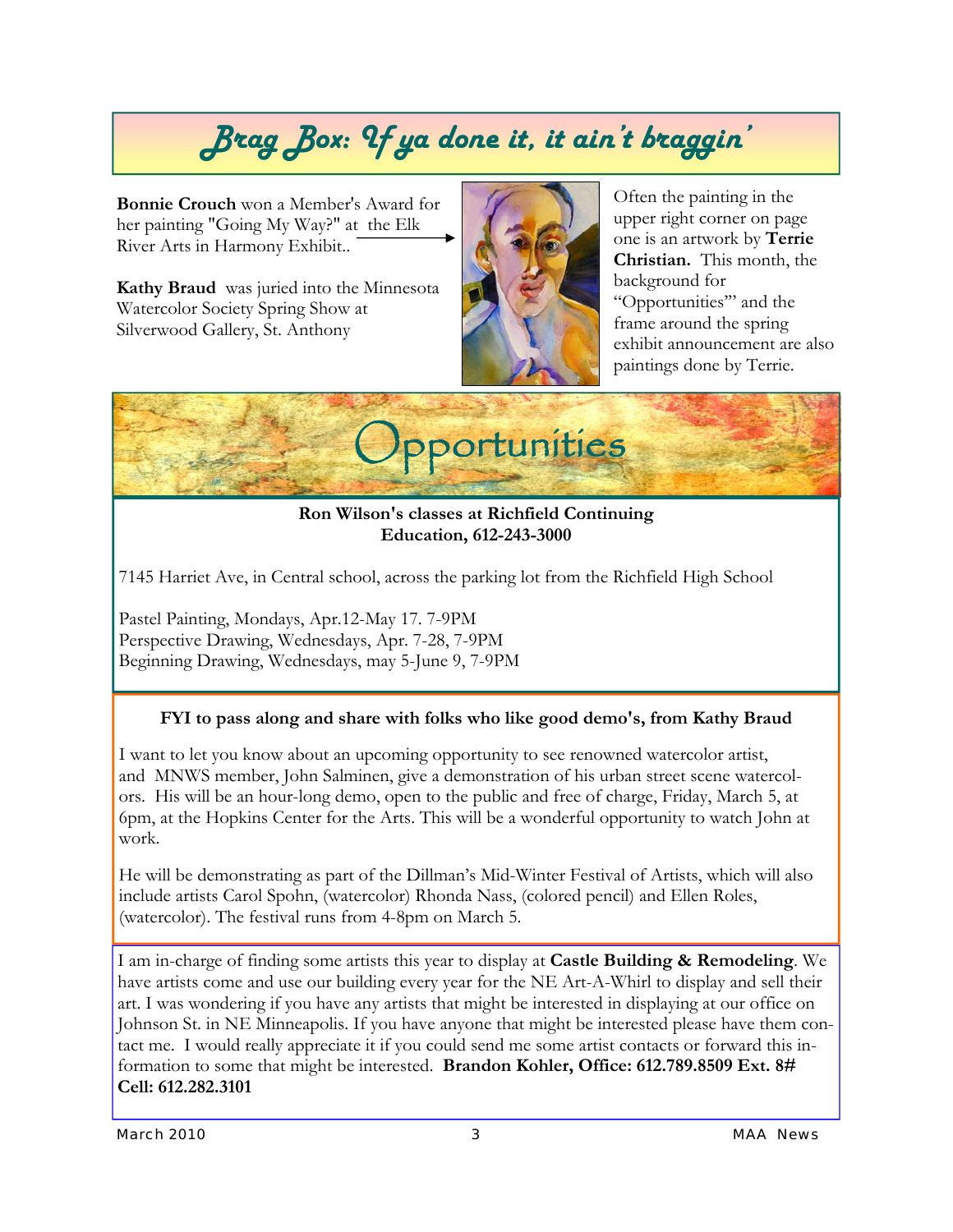# Brag Box: If ya done it, it ain't braggin'

**Bonnie Crouch** won a Member's Award for her painting "Going My Way?" at the Elk River Arts in Harmony Exhibit..

**Kathy Braud** was juried into the Minnesota Watercolor Society Spring Show at Silverwood Gallery, St. Anthony

Often the painting in the upper right corner on page one is an artwork by **Terrie Christian.** This month, the background for "Opportunities"' and the frame around the spring exhibit announcement are also paintings done by Terrie.

# Opportunities

**Ron Wilson's classes at Richfield Continuing Education, 612-243-3000**

7145 Harriet Ave, in Central school, across the parking lot from the Richfield High School

Pastel Painting, Mondays, Apr.12-May 17. 7-9PM
Perspective Drawing, Wednesdays, Apr. 7-28, 7-9PM
Beginning Drawing, Wednesdays, may 5-June 9, 7-9PM

**FYI to pass along and share with folks who like good demo's, from Kathy Braud**

I want to let you know about an upcoming opportunity to see renowned watercolor artist, and MNWS member, John Salminen, give a demonstration of his urban street scene watercolors. His will be an hour-long demo, open to the public and free of charge, Friday, March 5, at 6pm, at the Hopkins Center for the Arts. This will be a wonderful opportunity to watch John at work.

He will be demonstrating as part of the Dillman's Mid-Winter Festival of Artists, which will also include artists Carol Spohn, (watercolor) Rhonda Nass, (colored pencil) and Ellen Roles, (watercolor). The festival runs from 4-8pm on March 5.

I am in-charge of finding some artists this year to display at **Castle Building & Remodeling**. We have artists come and use our building every year for the NE Art-A-Whirl to display and sell their art. I was wondering if you have any artists that might be interested in displaying at our office on Johnson St. in NE Minneapolis. If you have anyone that might be interested please have them contact me. I would really appreciate it if you could send me some artist contacts or forward this information to some that might be interested. **Brandon Kohler, Office: 612.789.8509 Ext. 8# Cell: 612.282.3101**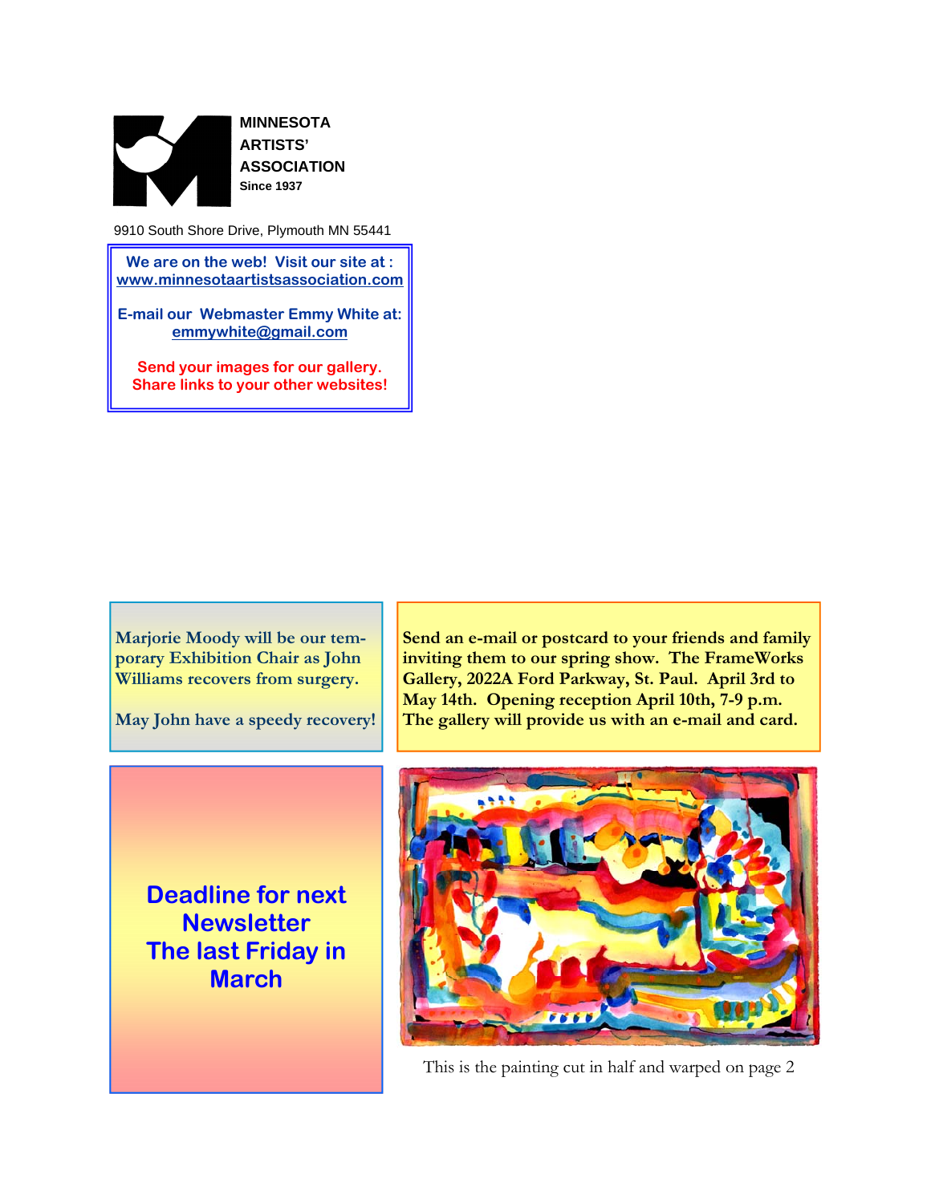**MINNESOTA ARTISTS' ASSOCIATION**
**Since 1937**

9910 South Shore Drive, Plymouth MN 55441

**We are on the web! Visit our site at :**
**www.minnesotaartistsassociation.com**

**E-mail our Webmaster Emmy White at:**
**emmywhite@gmail.com**

**Send your images for our gallery.**
**Share links to your other websites!**

**Marjorie Moody will be our temporary Exhibition Chair as John Williams recovers from surgery.**

**May John have a speedy recovery!**

**Send an e-mail or postcard to your friends and family inviting them to our spring show. The FrameWorks Gallery, 2022A Ford Parkway, St. Paul. April 3rd to May 14th. Opening reception April 10th, 7-9 p.m. The gallery will provide us with an e-mail and card.**

## Deadline for next Newsletter The last Friday in March

This is the painting cut in half and warped on page 2